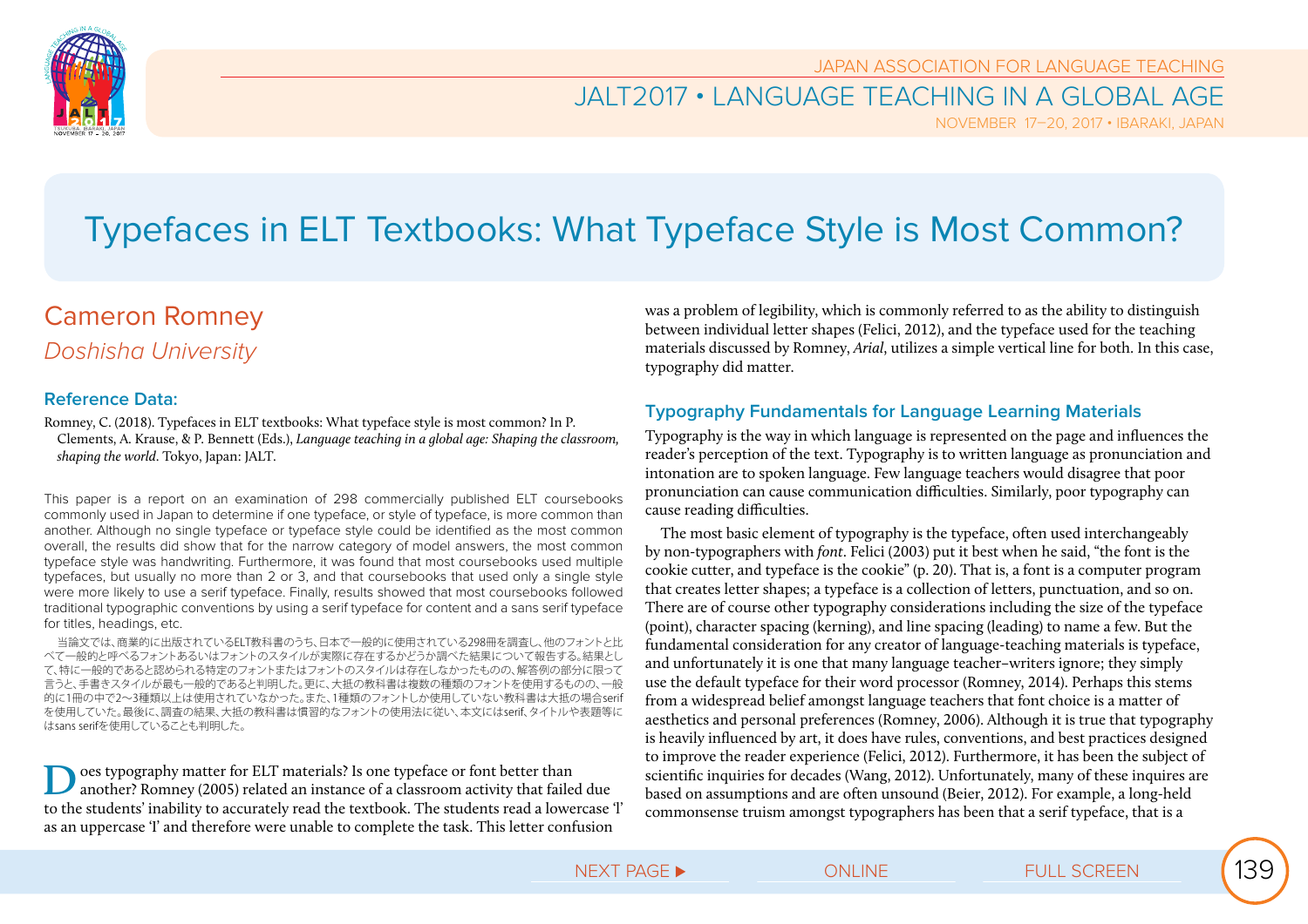# Typefaces in ELT Textbooks: What Typeface Style is Most Common?

## Cameron Romney

*Doshisha University*

### Reference Data:

Romney, C. (2018). Typefaces in ELT textbooks: What typeface style is most common? In P. Clements, A. Krause, & P. Bennett (Eds.), *Language teaching in a global age: Shaping the classroom, shaping the world*. Tokyo, Japan: JALT.

This paper is a report on an examination of 298 commercially published ELT coursebooks commonly used in Japan to determine if one typeface, or style of typeface, is more common than another. Although no single typeface or typeface style could be identified as the most common overall, the results did show that for the narrow category of model answers, the most common typeface style was handwriting. Furthermore, it was found that most coursebooks used multiple typefaces, but usually no more than 2 or 3, and that coursebooks that used only a single style were more likely to use a serif typeface. Finally, results showed that most coursebooks followed traditional typographic conventions by using a serif typeface for content and a sans serif typeface for titles, headings, etc.

当論文では、商業的に出版されているELT教科書のうち、日本で一般的に使用されている298冊を調査し、他のフォントと比べて一般的と呼べるフォントあるいはフォントのスタイルが実際に存在するかどうか調べた結果について報告する。結果として、特に一般的であると認められる特定のフォントまたはフォントのスタイルは存在しなかったものの、解答例の部分に限って言うと、手書きスタイルが最も一般的であると判明した。更に、大抵の教科書は複数の種類のフォントを使用するものの、一般的に1冊の中で2〜3種類以上は使用されていなかった。また、1種類のフォントしか使用していない教科書は大抵の場合serifを使用していた。最後に、調査の結果、大抵の教科書は慣習的なフォントの使用法に従い、本文にはserif、タイトルや表題等にはsans serifを使用していることも判明した。

Does typography matter for ELT materials? Is one typeface or font better than another? Romney (2005) related an instance of a classroom activity that failed due to the students' inability to accurately read the textbook. The students read a lowercase 'l' as an uppercase 'I' and therefore were unable to complete the task. This letter confusion was a problem of legibility, which is commonly referred to as the ability to distinguish between individual letter shapes (Felici, 2012), and the typeface used for the teaching materials discussed by Romney, *Arial*, utilizes a simple vertical line for both. In this case, typography did matter.

### Typography Fundamentals for Language Learning Materials

Typography is the way in which language is represented on the page and influences the reader's perception of the text. Typography is to written language as pronunciation and intonation are to spoken language. Few language teachers would disagree that poor pronunciation can cause communication difficulties. Similarly, poor typography can cause reading difficulties.

The most basic element of typography is the typeface, often used interchangeably by non-typographers with *font*. Felici (2003) put it best when he said, "the font is the cookie cutter, and typeface is the cookie" (p. 20). That is, a font is a computer program that creates letter shapes; a typeface is a collection of letters, punctuation, and so on. There are of course other typography considerations including the size of the typeface (point), character spacing (kerning), and line spacing (leading) to name a few. But the fundamental consideration for any creator of language-teaching materials is typeface, and unfortunately it is one that many language teacher–writers ignore; they simply use the default typeface for their word processor (Romney, 2014). Perhaps this stems from a widespread belief amongst language teachers that font choice is a matter of aesthetics and personal preferences (Romney, 2006). Although it is true that typography is heavily influenced by art, it does have rules, conventions, and best practices designed to improve the reader experience (Felici, 2012). Furthermore, it has been the subject of scientific inquiries for decades (Wang, 2012). Unfortunately, many of these inquires are based on assumptions and are often unsound (Beier, 2012). For example, a long-held commonsense truism amongst typographers has been that a serif typeface, that is a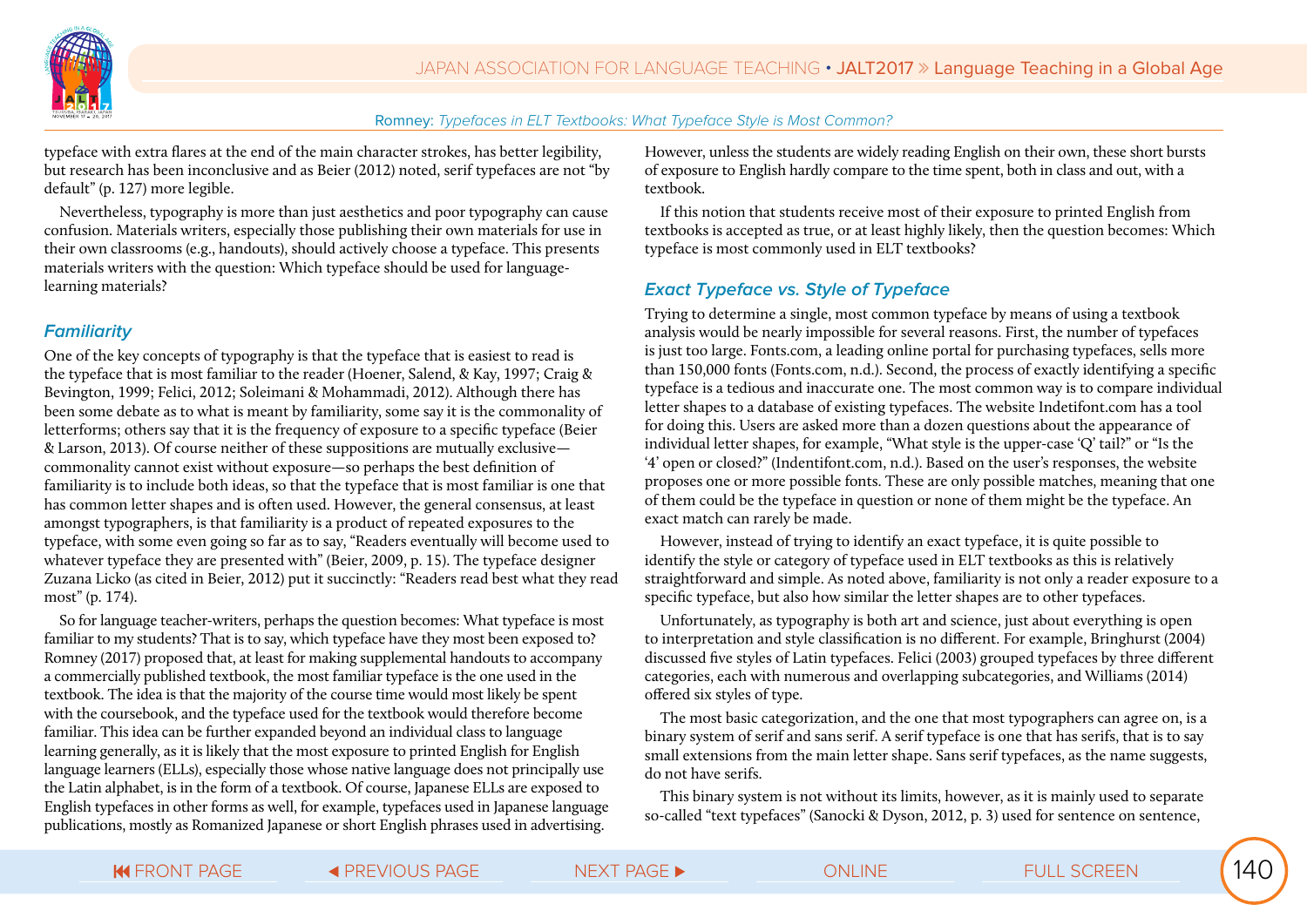typeface with extra flares at the end of the main character strokes, has better legibility, but research has been inconclusive and as Beier (2012) noted, serif typefaces are not "by default" (p. 127) more legible.

Nevertheless, typography is more than just aesthetics and poor typography can cause confusion. Materials writers, especially those publishing their own materials for use in their own classrooms (e.g., handouts), should actively choose a typeface. This presents materials writers with the question: Which typeface should be used for language-learning materials?

### *Familiarity*

One of the key concepts of typography is that the typeface that is easiest to read is the typeface that is most familiar to the reader (Hoener, Salend, & Kay, 1997; Craig & Bevington, 1999; Felici, 2012; Soleimani & Mohammadi, 2012). Although there has been some debate as to what is meant by familiarity, some say it is the commonality of letterforms; others say that it is the frequency of exposure to a specific typeface (Beier & Larson, 2013). Of course neither of these suppositions are mutually exclusive—commonality cannot exist without exposure—so perhaps the best definition of familiarity is to include both ideas, so that the typeface that is most familiar is one that has common letter shapes and is often used. However, the general consensus, at least amongst typographers, is that familiarity is a product of repeated exposures to the typeface, with some even going so far as to say, "Readers eventually will become used to whatever typeface they are presented with" (Beier, 2009, p. 15). The typeface designer Zuzana Licko (as cited in Beier, 2012) put it succinctly: "Readers read best what they read most" (p. 174).

So for language teacher-writers, perhaps the question becomes: What typeface is most familiar to my students? That is to say, which typeface have they most been exposed to? Romney (2017) proposed that, at least for making supplemental handouts to accompany a commercially published textbook, the most familiar typeface is the one used in the textbook. The idea is that the majority of the course time would most likely be spent with the coursebook, and the typeface used for the textbook would therefore become familiar. This idea can be further expanded beyond an individual class to language learning generally, as it is likely that the most exposure to printed English for English language learners (ELLs), especially those whose native language does not principally use the Latin alphabet, is in the form of a textbook. Of course, Japanese ELLs are exposed to English typefaces in other forms as well, for example, typefaces used in Japanese language publications, mostly as Romanized Japanese or short English phrases used in advertising. However, unless the students are widely reading English on their own, these short bursts of exposure to English hardly compare to the time spent, both in class and out, with a textbook.

If this notion that students receive most of their exposure to printed English from textbooks is accepted as true, or at least highly likely, then the question becomes: Which typeface is most commonly used in ELT textbooks?

### *Exact Typeface vs. Style of Typeface*

Trying to determine a single, most common typeface by means of using a textbook analysis would be nearly impossible for several reasons. First, the number of typefaces is just too large. Fonts.com, a leading online portal for purchasing typefaces, sells more than 150,000 fonts (Fonts.com, n.d.). Second, the process of exactly identifying a specific typeface is a tedious and inaccurate one. The most common way is to compare individual letter shapes to a database of existing typefaces. The website Indetifont.com has a tool for doing this. Users are asked more than a dozen questions about the appearance of individual letter shapes, for example, "What style is the upper-case 'Q' tail?" or "Is the '4' open or closed?" (Indentifont.com, n.d.). Based on the user's responses, the website proposes one or more possible fonts. These are only possible matches, meaning that one of them could be the typeface in question or none of them might be the typeface. An exact match can rarely be made.

However, instead of trying to identify an exact typeface, it is quite possible to identify the style or category of typeface used in ELT textbooks as this is relatively straightforward and simple. As noted above, familiarity is not only a reader exposure to a specific typeface, but also how similar the letter shapes are to other typefaces.

Unfortunately, as typography is both art and science, just about everything is open to interpretation and style classification is no different. For example, Bringhurst (2004) discussed five styles of Latin typefaces. Felici (2003) grouped typefaces by three different categories, each with numerous and overlapping subcategories, and Williams (2014) offered six styles of type.

The most basic categorization, and the one that most typographers can agree on, is a binary system of serif and sans serif. A serif typeface is one that has serifs, that is to say small extensions from the main letter shape. Sans serif typefaces, as the name suggests, do not have serifs.

This binary system is not without its limits, however, as it is mainly used to separate so-called "text typefaces" (Sanocki & Dyson, 2012, p. 3) used for sentence on sentence,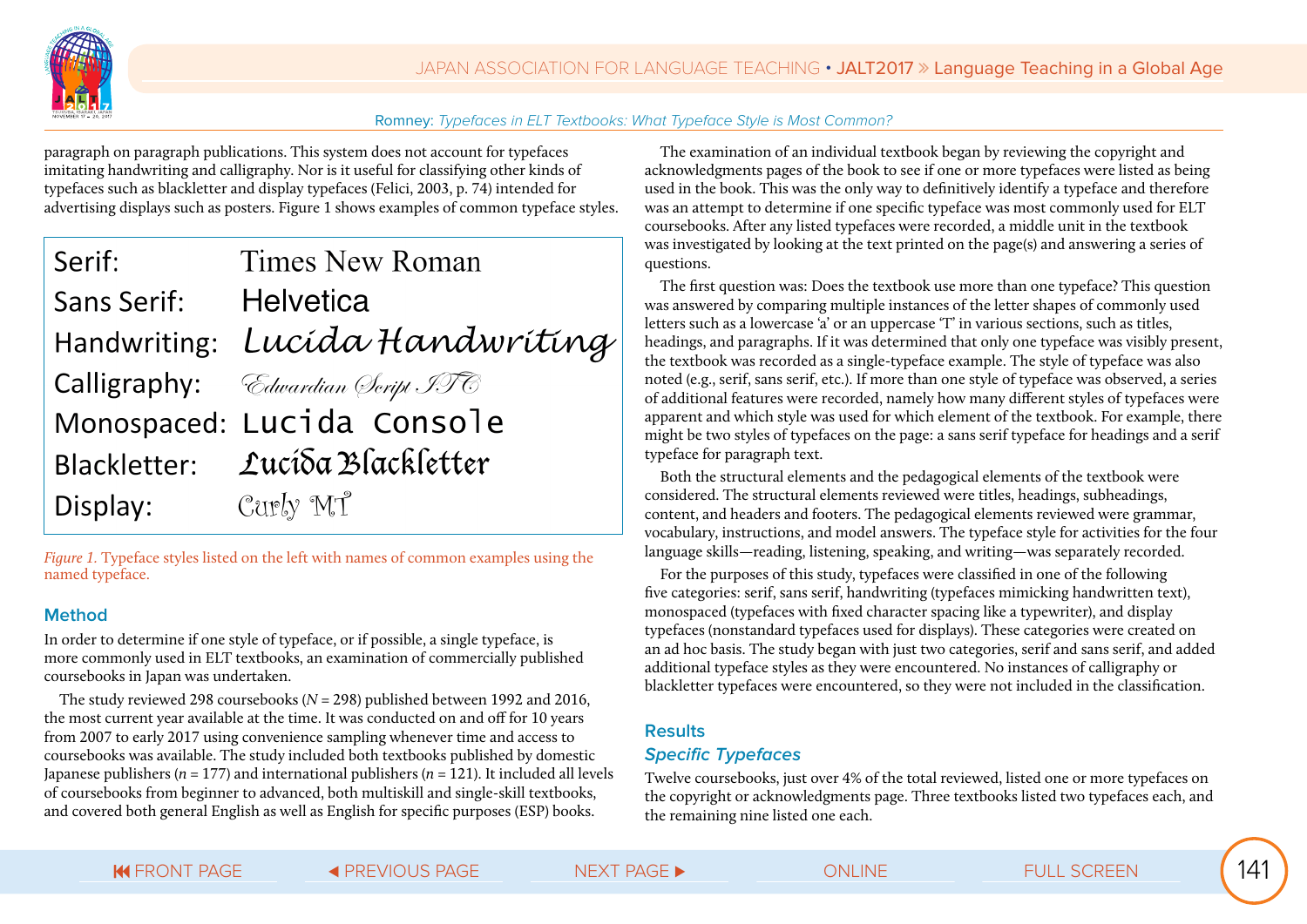paragraph on paragraph publications. This system does not account for typefaces imitating handwriting and calligraphy. Nor is it useful for classifying other kinds of typefaces such as blackletter and display typefaces (Felici, 2003, p. 74) intended for advertising displays such as posters. Figure 1 shows examples of common typeface styles.

| | |
|---|---|
| Serif: | Times New Roman |
| Sans Serif: | Helvetica |
| Handwriting: | Lucida Handwriting |
| Calligraphy: | Edwardian Script ITC |
| Monospaced: | Lucida Console |
| Blackletter: | Lucida Blackletter |
| Display: | Curly MT |

*Figure 1.* Typeface styles listed on the left with names of common examples using the named typeface.

## Method

In order to determine if one style of typeface, or if possible, a single typeface, is more commonly used in ELT textbooks, an examination of commercially published coursebooks in Japan was undertaken.

The study reviewed 298 coursebooks ($N = 298$) published between 1992 and 2016, the most current year available at the time. It was conducted on and off for 10 years from 2007 to early 2017 using convenience sampling whenever time and access to coursebooks was available. The study included both textbooks published by domestic Japanese publishers ($n = 177$) and international publishers ($n = 121$). It included all levels of coursebooks from beginner to advanced, both multiskill and single-skill textbooks, and covered both general English as well as English for specific purposes (ESP) books.

The examination of an individual textbook began by reviewing the copyright and acknowledgments pages of the book to see if one or more typefaces were listed as being used in the book. This was the only way to definitively identify a typeface and therefore was an attempt to determine if one specific typeface was most commonly used for ELT coursebooks. After any listed typefaces were recorded, a middle unit in the textbook was investigated by looking at the text printed on the page(s) and answering a series of questions.

The first question was: Does the textbook use more than one typeface? This question was answered by comparing multiple instances of the letter shapes of commonly used letters such as a lowercase 'a' or an uppercase 'T' in various sections, such as titles, headings, and paragraphs. If it was determined that only one typeface was visibly present, the textbook was recorded as a single-typeface example. The style of typeface was also noted (e.g., serif, sans serif, etc.). If more than one style of typeface was observed, a series of additional features were recorded, namely how many different styles of typefaces were apparent and which style was used for which element of the textbook. For example, there might be two styles of typefaces on the page: a sans serif typeface for headings and a serif typeface for paragraph text.

Both the structural elements and the pedagogical elements of the textbook were considered. The structural elements reviewed were titles, headings, subheadings, content, and headers and footers. The pedagogical elements reviewed were grammar, vocabulary, instructions, and model answers. The typeface style for activities for the four language skills—reading, listening, speaking, and writing—was separately recorded.

For the purposes of this study, typefaces were classified in one of the following five categories: serif, sans serif, handwriting (typefaces mimicking handwritten text), monospaced (typefaces with fixed character spacing like a typewriter), and display typefaces (nonstandard typefaces used for displays). These categories were created on an ad hoc basis. The study began with just two categories, serif and sans serif, and added additional typeface styles as they were encountered. No instances of calligraphy or blackletter typefaces were encountered, so they were not included in the classification.

## Results

### *Specific Typefaces*

Twelve coursebooks, just over 4% of the total reviewed, listed one or more typefaces on the copyright or acknowledgments page. Three textbooks listed two typefaces each, and the remaining nine listed one each.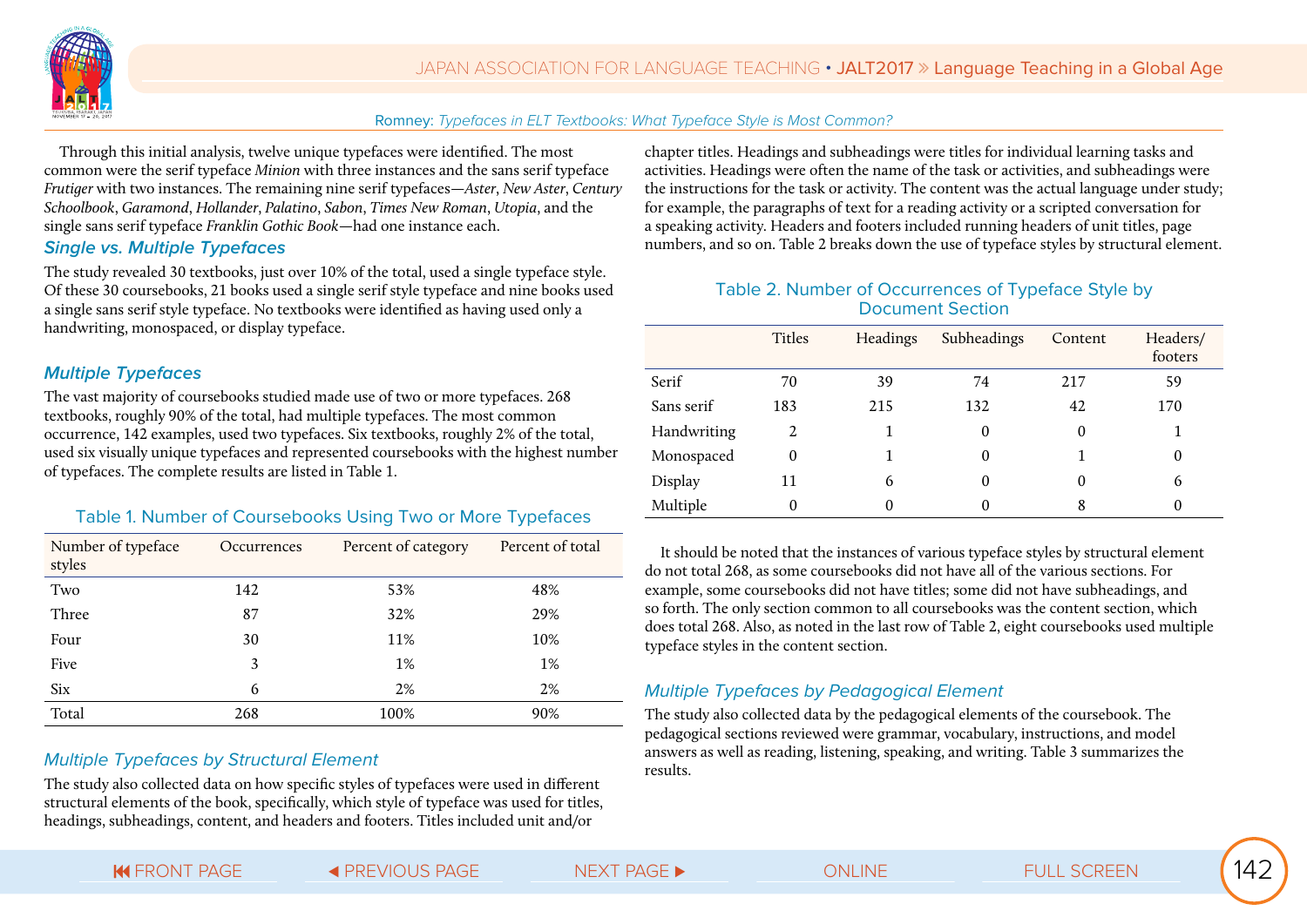Through this initial analysis, twelve unique typefaces were identified. The most common were the serif typeface *Minion* with three instances and the sans serif typeface *Frutiger* with two instances. The remaining nine serif typefaces—*Aster*, *New Aster*, *Century Schoolbook*, *Garamond*, *Hollander*, *Palatino*, *Sabon*, *Times New Roman*, *Utopia*, and the single sans serif typeface *Franklin Gothic Book*—had one instance each.

### *Single vs. Multiple Typefaces*

The study revealed 30 textbooks, just over 10% of the total, used a single typeface style. Of these 30 coursebooks, 21 books used a single serif style typeface and nine books used a single sans serif style typeface. No textbooks were identified as having used only a handwriting, monospaced, or display typeface.

### *Multiple Typefaces*

The vast majority of coursebooks studied made use of two or more typefaces. 268 textbooks, roughly 90% of the total, had multiple typefaces. The most common occurrence, 142 examples, used two typefaces. Six textbooks, roughly 2% of the total, used six visually unique typefaces and represented coursebooks with the highest number of typefaces. The complete results are listed in Table 1.

Table 1. Number of Coursebooks Using Two or More Typefaces

| Number of typeface styles | Occurrences | Percent of category | Percent of total |
|---|---|---|---|
| Two | 142 | 53% | 48% |
| Three | 87 | 32% | 29% |
| Four | 30 | 11% | 10% |
| Five | 3 | 1% | 1% |
| Six | 6 | 2% | 2% |
| Total | 268 | 100% | 90% |

### *Multiple Typefaces by Structural Element*

The study also collected data on how specific styles of typefaces were used in different structural elements of the book, specifically, which style of typeface was used for titles, headings, subheadings, content, and headers and footers. Titles included unit and/or chapter titles. Headings and subheadings were titles for individual learning tasks and activities. Headings were often the name of the task or activities, and subheadings were the instructions for the task or activity. The content was the actual language under study; for example, the paragraphs of text for a reading activity or a scripted conversation for a speaking activity. Headers and footers included running headers of unit titles, page numbers, and so on. Table 2 breaks down the use of typeface styles by structural element.

Table 2. Number of Occurrences of Typeface Style by Document Section

| | Titles | Headings | Subheadings | Content | Headers/ footers |
|---|---|---|---|---|---|
| Serif | 70 | 39 | 74 | 217 | 59 |
| Sans serif | 183 | 215 | 132 | 42 | 170 |
| Handwriting | 2 | 1 | 0 | 0 | 1 |
| Monospaced | 0 | 1 | 0 | 1 | 0 |
| Display | 11 | 6 | 0 | 0 | 6 |
| Multiple | 0 | 0 | 0 | 8 | 0 |

It should be noted that the instances of various typeface styles by structural element do not total 268, as some coursebooks did not have all of the various sections. For example, some coursebooks did not have titles; some did not have subheadings, and so forth. The only section common to all coursebooks was the content section, which does total 268. Also, as noted in the last row of Table 2, eight coursebooks used multiple typeface styles in the content section.

### *Multiple Typefaces by Pedagogical Element*

The study also collected data by the pedagogical elements of the coursebook. The pedagogical sections reviewed were grammar, vocabulary, instructions, and model answers as well as reading, listening, speaking, and writing. Table 3 summarizes the results.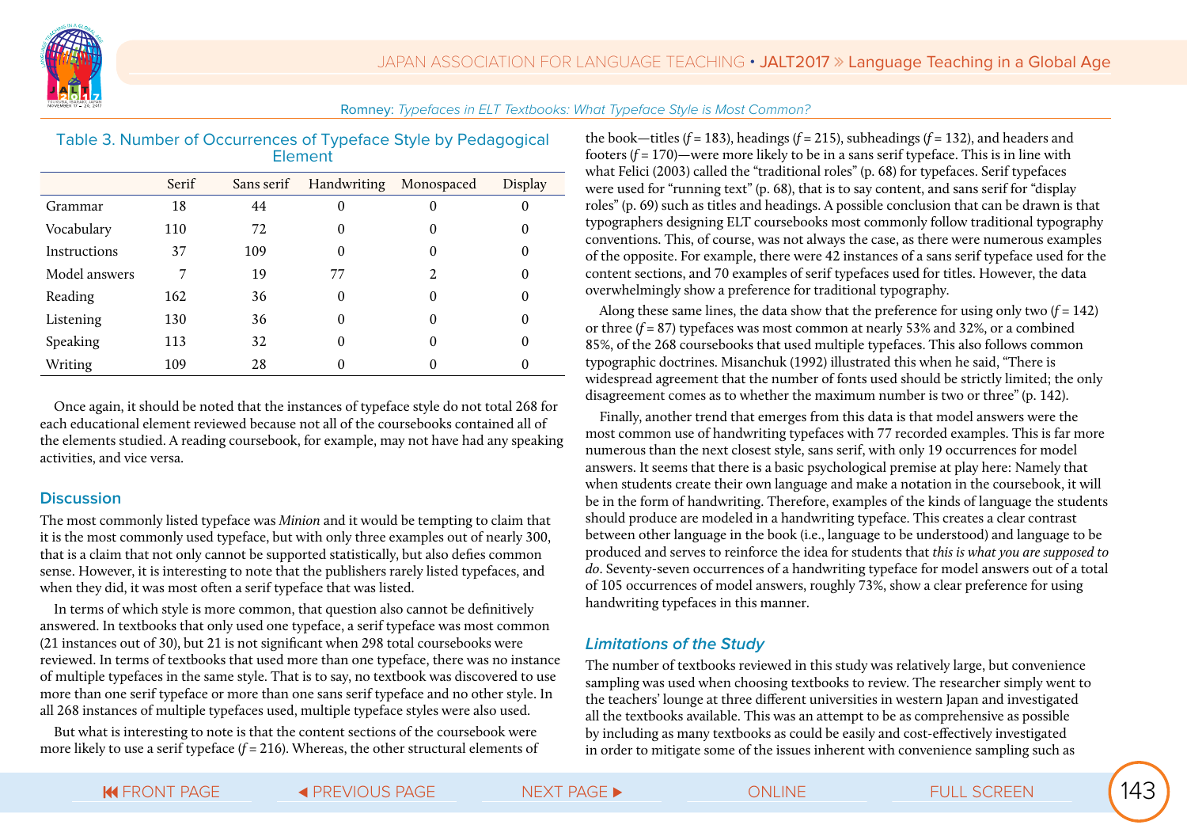Table 3. Number of Occurrences of Typeface Style by Pedagogical Element

| | Serif | Sans serif | Handwriting | Monospaced | Display |
|---|---|---|---|---|---|
| Grammar | 18 | 44 | 0 | 0 | 0 |
| Vocabulary | 110 | 72 | 0 | 0 | 0 |
| Instructions | 37 | 109 | 0 | 0 | 0 |
| Model answers | 7 | 19 | 77 | 2 | 0 |
| Reading | 162 | 36 | 0 | 0 | 0 |
| Listening | 130 | 36 | 0 | 0 | 0 |
| Speaking | 113 | 32 | 0 | 0 | 0 |
| Writing | 109 | 28 | 0 | 0 | 0 |

Once again, it should be noted that the instances of typeface style do not total 268 for each educational element reviewed because not all of the coursebooks contained all of the elements studied. A reading coursebook, for example, may not have had any speaking activities, and vice versa.

## Discussion

The most commonly listed typeface was *Minion* and it would be tempting to claim that it is the most commonly used typeface, but with only three examples out of nearly 300, that is a claim that not only cannot be supported statistically, but also defies common sense. However, it is interesting to note that the publishers rarely listed typefaces, and when they did, it was most often a serif typeface that was listed.

In terms of which style is more common, that question also cannot be definitively answered. In textbooks that only used one typeface, a serif typeface was most common (21 instances out of 30), but 21 is not significant when 298 total coursebooks were reviewed. In terms of textbooks that used more than one typeface, there was no instance of multiple typefaces in the same style. That is to say, no textbook was discovered to use more than one serif typeface or more than one sans serif typeface and no other style. In all 268 instances of multiple typefaces used, multiple typeface styles were also used.

But what is interesting to note is that the content sections of the coursebook were more likely to use a serif typeface ($f = 216$). Whereas, the other structural elements of the book—titles ($f = 183$), headings ($f = 215$), subheadings ($f = 132$), and headers and footers ($f = 170$)—were more likely to be in a sans serif typeface. This is in line with what Felici (2003) called the "traditional roles" (p. 68) for typefaces. Serif typefaces were used for "running text" (p. 68), that is to say content, and sans serif for "display roles" (p. 69) such as titles and headings. A possible conclusion that can be drawn is that typographers designing ELT coursebooks most commonly follow traditional typography conventions. This, of course, was not always the case, as there were numerous examples of the opposite. For example, there were 42 instances of a sans serif typeface used for the content sections, and 70 examples of serif typefaces used for titles. However, the data overwhelmingly show a preference for traditional typography.

Along these same lines, the data show that the preference for using only two ($f = 142$) or three ($f = 87$) typefaces was most common at nearly 53% and 32%, or a combined 85%, of the 268 coursebooks that used multiple typefaces. This also follows common typographic doctrines. Misanchuk (1992) illustrated this when he said, "There is widespread agreement that the number of fonts used should be strictly limited; the only disagreement comes as to whether the maximum number is two or three" (p. 142).

Finally, another trend that emerges from this data is that model answers were the most common use of handwriting typefaces with 77 recorded examples. This is far more numerous than the next closest style, sans serif, with only 19 occurrences for model answers. It seems that there is a basic psychological premise at play here: Namely that when students create their own language and make a notation in the coursebook, it will be in the form of handwriting. Therefore, examples of the kinds of language the students should produce are modeled in a handwriting typeface. This creates a clear contrast between other language in the book (i.e., language to be understood) and language to be produced and serves to reinforce the idea for students that *this is what you are supposed to do*. Seventy-seven occurrences of a handwriting typeface for model answers out of a total of 105 occurrences of model answers, roughly 73%, show a clear preference for using handwriting typefaces in this manner.

### *Limitations of the Study*

The number of textbooks reviewed in this study was relatively large, but convenience sampling was used when choosing textbooks to review. The researcher simply went to the teachers' lounge at three different universities in western Japan and investigated all the textbooks available. This was an attempt to be as comprehensive as possible by including as many textbooks as could be easily and cost-effectively investigated in order to mitigate some of the issues inherent with convenience sampling such as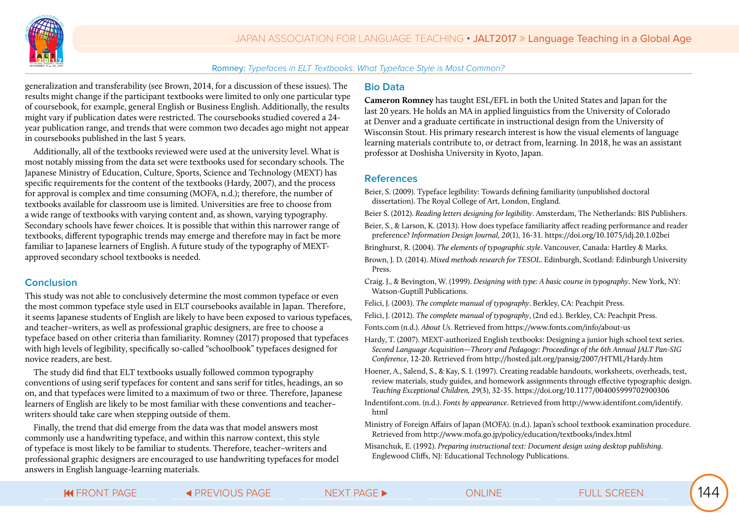generalization and transferability (see Brown, 2014, for a discussion of these issues). The results might change if the participant textbooks were limited to only one particular type of coursebook, for example, general English or Business English. Additionally, the results might vary if publication dates were restricted. The coursebooks studied covered a 24-year publication range, and trends that were common two decades ago might not appear in coursebooks published in the last 5 years.

Additionally, all of the textbooks reviewed were used at the university level. What is most notably missing from the data set were textbooks used for secondary schools. The Japanese Ministry of Education, Culture, Sports, Science and Technology (MEXT) has specific requirements for the content of the textbooks (Hardy, 2007), and the process for approval is complex and time consuming (MOFA, n.d.); therefore, the number of textbooks available for classroom use is limited. Universities are free to choose from a wide range of textbooks with varying content and, as shown, varying typography. Secondary schools have fewer choices. It is possible that within this narrower range of textbooks, different typographic trends may emerge and therefore may in fact be more familiar to Japanese learners of English. A future study of the typography of MEXT-approved secondary school textbooks is needed.

## Conclusion

This study was not able to conclusively determine the most common typeface or even the most common typeface style used in ELT coursebooks available in Japan. Therefore, it seems Japanese students of English are likely to have been exposed to various typefaces, and teacher–writers, as well as professional graphic designers, are free to choose a typeface based on other criteria than familiarity. Romney (2017) proposed that typefaces with high levels of legibility, specifically so-called "schoolbook" typefaces designed for novice readers, are best.

The study did find that ELT textbooks usually followed common typography conventions of using serif typefaces for content and sans serif for titles, headings, an so on, and that typefaces were limited to a maximum of two or three. Therefore, Japanese learners of English are likely to be most familiar with these conventions and teacher–writers should take care when stepping outside of them.

Finally, the trend that did emerge from the data was that model answers most commonly use a handwriting typeface, and within this narrow context, this style of typeface is most likely to be familiar to students. Therefore, teacher–writers and professional graphic designers are encouraged to use handwriting typefaces for model answers in English language-learning materials.

## Bio Data

**Cameron Romney** has taught ESL/EFL in both the United States and Japan for the last 20 years. He holds an MA in applied linguistics from the University of Colorado at Denver and a graduate certificate in instructional design from the University of Wisconsin Stout. His primary research interest is how the visual elements of language learning materials contribute to, or detract from, learning. In 2018, he was an assistant professor at Doshisha University in Kyoto, Japan.

## References

Beier, S. (2009). Typeface legibility: Towards defining familiarity (unpublished doctoral dissertation). The Royal College of Art, London, England.

Beier S. (2012). *Reading letters designing for legibility*. Amsterdam, The Netherlands: BIS Publishers.

Beier, S., & Larson, K. (2013). How does typeface familiarity affect reading performance and reader preference? *Information Design Journal, 20*(1), 16-31. https://doi.org/10.1075/idj.20.1.02bei

Bringhurst, R. (2004). *The elements of typographic style*. Vancouver, Canada: Hartley & Marks.

Brown, J. D. (2014). *Mixed methods research for TESOL*. Edinburgh, Scotland: Edinburgh University Press.

Craig. J., & Bevington, W. (1999). *Designing with type: A basic course in typography*. New York, NY: Watson-Guptill Publications.

Felici, J. (2003). *The complete manual of typography*. Berkley, CA: Peachpit Press.

Felici, J. (2012). *The complete manual of typography*, (2nd ed.). Berkley, CA: Peachpit Press.

Fonts.com (n.d.). *About Us*. Retrieved from https://www.fonts.com/info/about-us

Hardy, T. (2007). MEXT-authorized English textbooks: Designing a junior high school text series. *Second Language Acquisition—Theory and Pedagogy: Proceedings of the 6th Annual JALT Pan-SIG Conference*, 12-20. Retrieved from http://hosted.jalt.org/pansig/2007/HTML/Hardy.htm

Hoener, A., Salend, S., & Kay, S. I. (1997). Creating readable handouts, worksheets, overheads, test, review materials, study guides, and homework assignments through effective typographic design. *Teaching Exceptional Children, 29*(3), 32-35. https://doi.org/10.1177/004005999702900306

Indentifont.com. (n.d.). *Fonts by appearance*. Retrieved from http://www.identifont.com/identify.html

Ministry of Foreign Affairs of Japan (MOFA). (n.d.). Japan's school textbook examination procedure. Retrieved from http://www.mofa.go.jp/policy/education/textbooks/index.html

Misanchuk, E. (1992). *Preparing instructional text: Document design using desktop publishing*. Englewood Cliffs, NJ: Educational Technology Publications.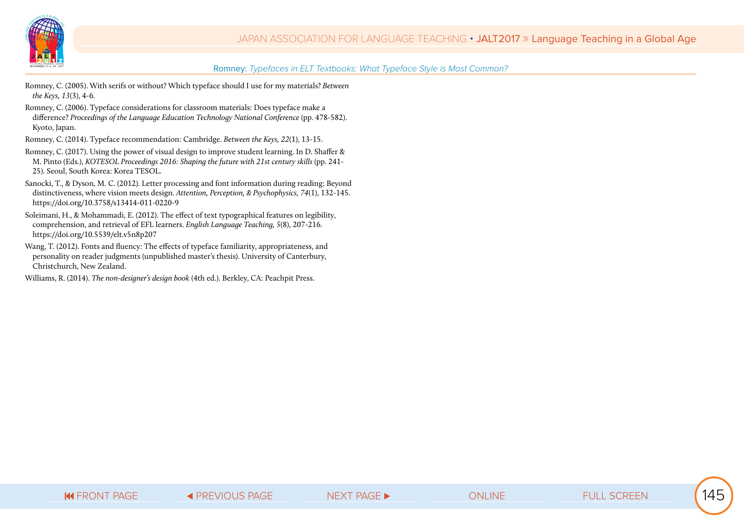Romney, C. (2005). With serifs or without? Which typeface should I use for my materials? *Between the Keys, 13*(3), 4-6.

Romney, C. (2006). Typeface considerations for classroom materials: Does typeface make a difference? *Proceedings of the Language Education Technology National Conference* (pp. 478-582). Kyoto, Japan.

Romney, C. (2014). Typeface recommendation: Cambridge. *Between the Keys, 22*(1), 13-15.

Romney, C. (2017). Using the power of visual design to improve student learning. In D. Shaffer & M. Pinto (Eds.), *KOTESOL Proceedings 2016: Shaping the future with 21st century skills* (pp. 241-25). Seoul, South Korea: Korea TESOL.

Sanocki, T., & Dyson, M. C. (2012). Letter processing and font information during reading: Beyond distinctiveness, where vision meets design. *Attention, Perception, & Psychophysics, 74*(1), 132-145. https://doi.org/10.3758/s13414-011-0220-9

Soleimani, H., & Mohammadi, E. (2012). The effect of text typographical features on legibility, comprehension, and retrieval of EFL learners. *English Language Teaching, 5*(8), 207-216. https://doi.org/10.5539/elt.v5n8p207

Wang, T. (2012). Fonts and fluency: The effects of typeface familiarity, appropriateness, and personality on reader judgments (unpublished master's thesis). University of Canterbury, Christchurch, New Zealand.

Williams, R. (2014). *The non-designer's design book* (4th ed.). Berkley, CA: Peachpit Press.